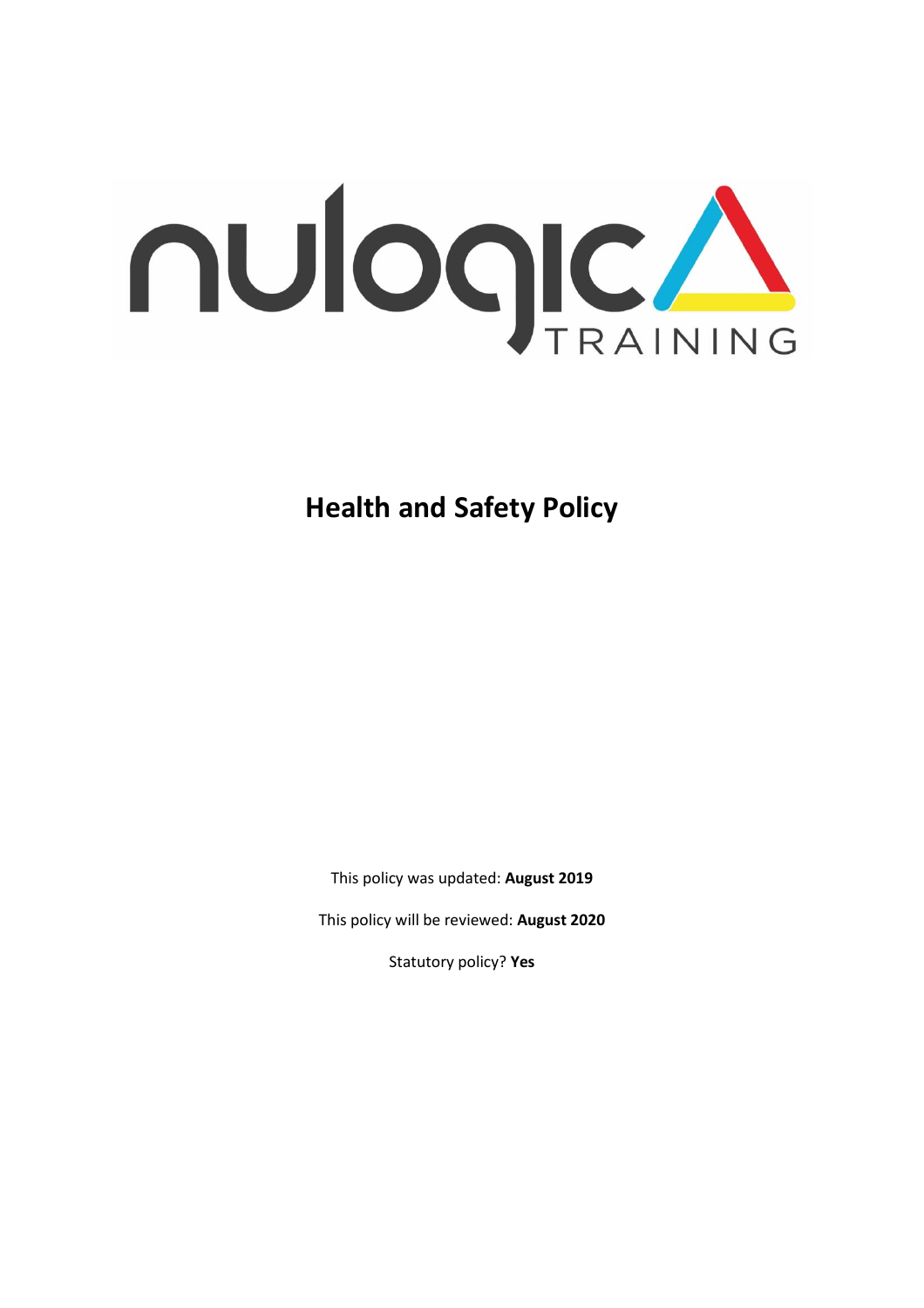nulogic TRAINING

# Health and Safety Policy

This policy was updated: **August 2019**

This policy will be reviewed: **August 2020**

Statutory policy? **Yes**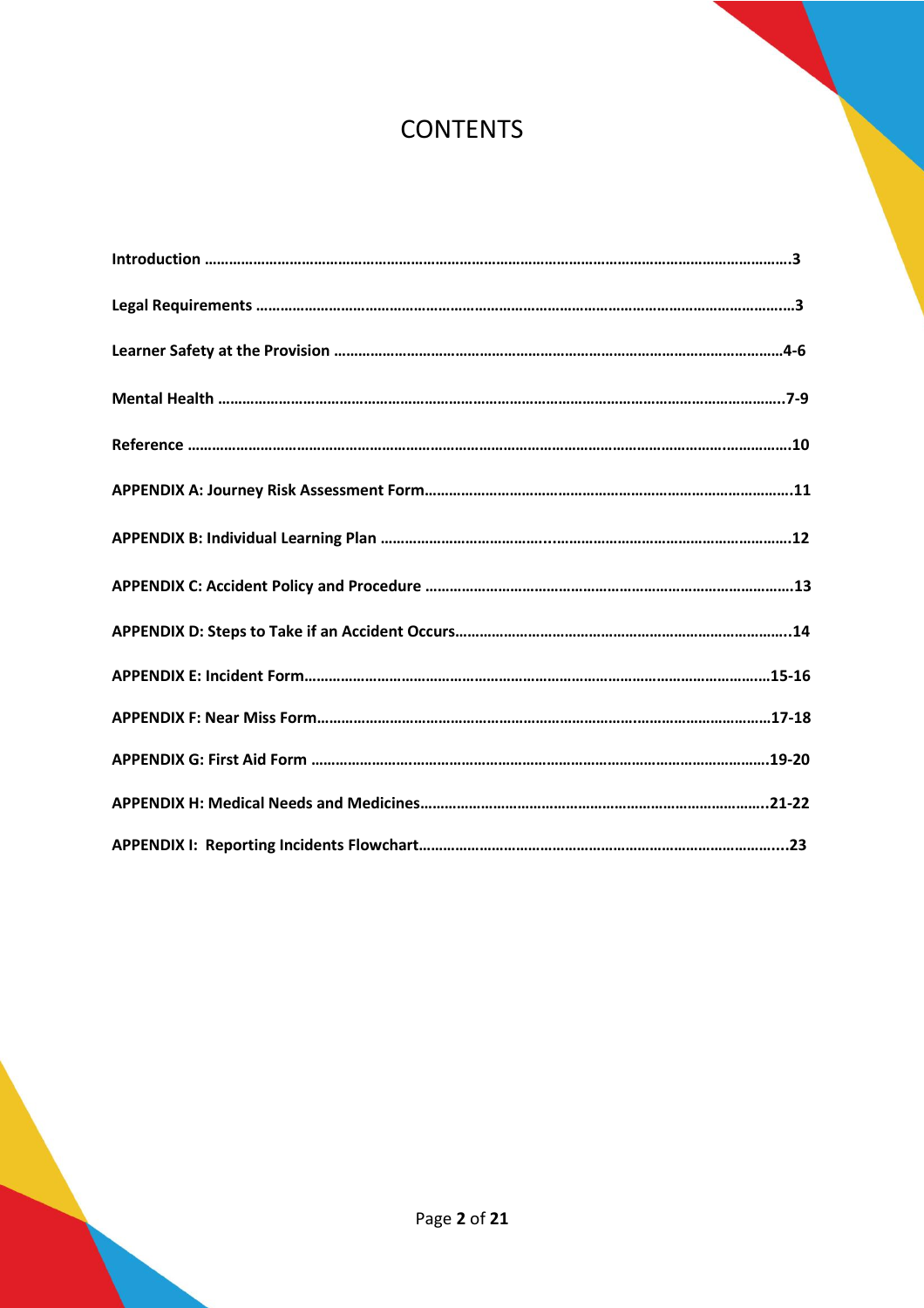# CONTENTS

**Introduction ……………………………………………………………………………………………………………………………….3**

**Legal Requirements ………………………………………………………………………………………………………………….…3**

**Learner Safety at the Provision ……………………………………………………………………………………………….4-6**

**Mental Health ………………………………………………………………………………………………………………………….7-9**

**Reference ………………………………………………………………………………………………………………………...……….10**

**APPENDIX A: Journey Risk Assessment Form…………………………………………………………………………….11**

**APPENDIX B: Individual Learning Plan …………………………………...………………………………………………….12**

**APPENDIX C: Accident Policy and Procedure ……………………………………………………………………………13**

**APPENDIX D: Steps to Take if an Accident Occurs……………………………………………………………………..14**

**APPENDIX E: Incident Form…………………………………………………………………………………………………..…15-16**

**APPENDIX F: Near Miss Form…………………………………………………………………………………………………17-18**

**APPENDIX G: First Aid Form ……………………………………………………………………………………………………..19-20**

**APPENDIX H: Medical Needs and Medicines………………………………………………………………………..21-22**

**APPENDIX I: Reporting Incidents Flowchart……………………………………………………………………………....23**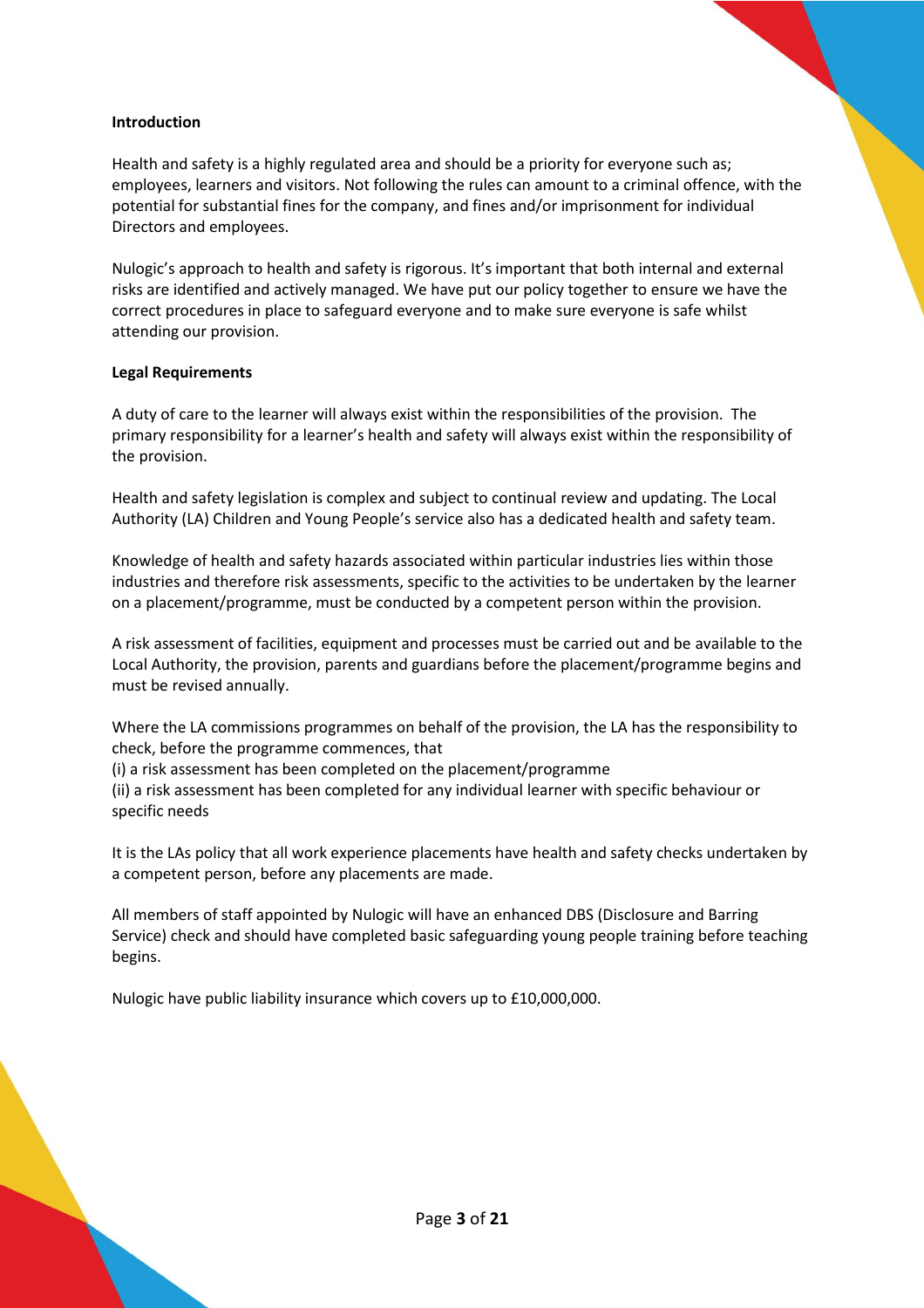**Introduction**

Health and safety is a highly regulated area and should be a priority for everyone such as; employees, learners and visitors. Not following the rules can amount to a criminal offence, with the potential for substantial fines for the company, and fines and/or imprisonment for individual Directors and employees.

Nulogic's approach to health and safety is rigorous. It's important that both internal and external risks are identified and actively managed. We have put our policy together to ensure we have the correct procedures in place to safeguard everyone and to make sure everyone is safe whilst attending our provision.

**Legal Requirements**

A duty of care to the learner will always exist within the responsibilities of the provision. The primary responsibility for a learner's health and safety will always exist within the responsibility of the provision.

Health and safety legislation is complex and subject to continual review and updating. The Local Authority (LA) Children and Young People's service also has a dedicated health and safety team.

Knowledge of health and safety hazards associated within particular industries lies within those industries and therefore risk assessments, specific to the activities to be undertaken by the learner on a placement/programme, must be conducted by a competent person within the provision.

A risk assessment of facilities, equipment and processes must be carried out and be available to the Local Authority, the provision, parents and guardians before the placement/programme begins and must be revised annually.

Where the LA commissions programmes on behalf of the provision, the LA has the responsibility to check, before the programme commences, that
(i) a risk assessment has been completed on the placement/programme
(ii) a risk assessment has been completed for any individual learner with specific behaviour or specific needs

It is the LAs policy that all work experience placements have health and safety checks undertaken by a competent person, before any placements are made.

All members of staff appointed by Nulogic will have an enhanced DBS (Disclosure and Barring Service) check and should have completed basic safeguarding young people training before teaching begins.

Nulogic have public liability insurance which covers up to £10,000,000.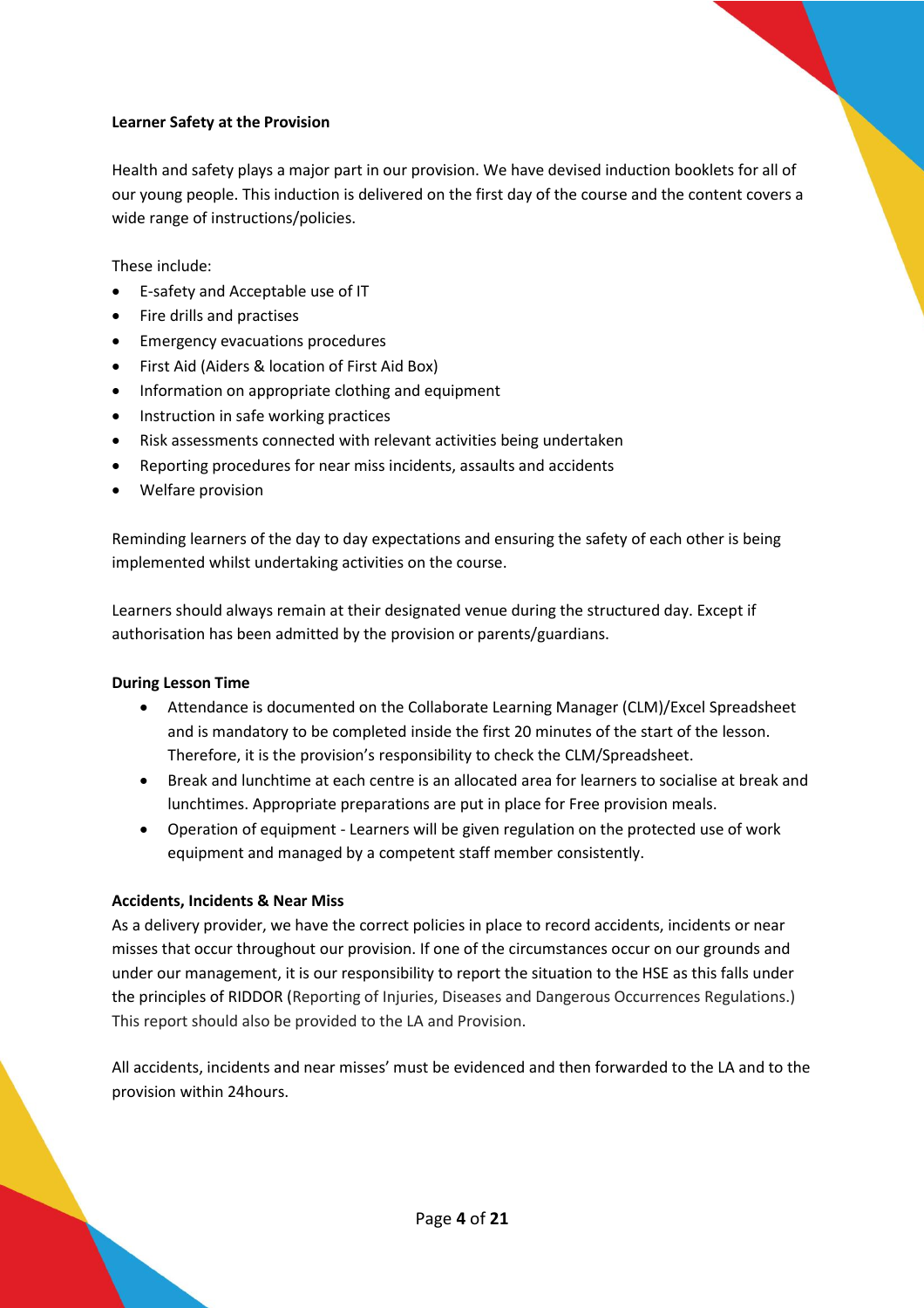**Learner Safety at the Provision**

Health and safety plays a major part in our provision. We have devised induction booklets for all of our young people. This induction is delivered on the first day of the course and the content covers a wide range of instructions/policies.

These include:

- E-safety and Acceptable use of IT
- Fire drills and practises
- Emergency evacuations procedures
- First Aid (Aiders & location of First Aid Box)
- Information on appropriate clothing and equipment
- Instruction in safe working practices
- Risk assessments connected with relevant activities being undertaken
- Reporting procedures for near miss incidents, assaults and accidents
- Welfare provision

Reminding learners of the day to day expectations and ensuring the safety of each other is being implemented whilst undertaking activities on the course.

Learners should always remain at their designated venue during the structured day. Except if authorisation has been admitted by the provision or parents/guardians.

**During Lesson Time**

- Attendance is documented on the Collaborate Learning Manager (CLM)/Excel Spreadsheet and is mandatory to be completed inside the first 20 minutes of the start of the lesson. Therefore, it is the provision's responsibility to check the CLM/Spreadsheet.
- Break and lunchtime at each centre is an allocated area for learners to socialise at break and lunchtimes. Appropriate preparations are put in place for Free provision meals.
- Operation of equipment - Learners will be given regulation on the protected use of work equipment and managed by a competent staff member consistently.

**Accidents, Incidents & Near Miss**

As a delivery provider, we have the correct policies in place to record accidents, incidents or near misses that occur throughout our provision. If one of the circumstances occur on our grounds and under our management, it is our responsibility to report the situation to the HSE as this falls under the principles of RIDDOR (Reporting of Injuries, Diseases and Dangerous Occurrences Regulations.) This report should also be provided to the LA and Provision.

All accidents, incidents and near misses' must be evidenced and then forwarded to the LA and to the provision within 24hours.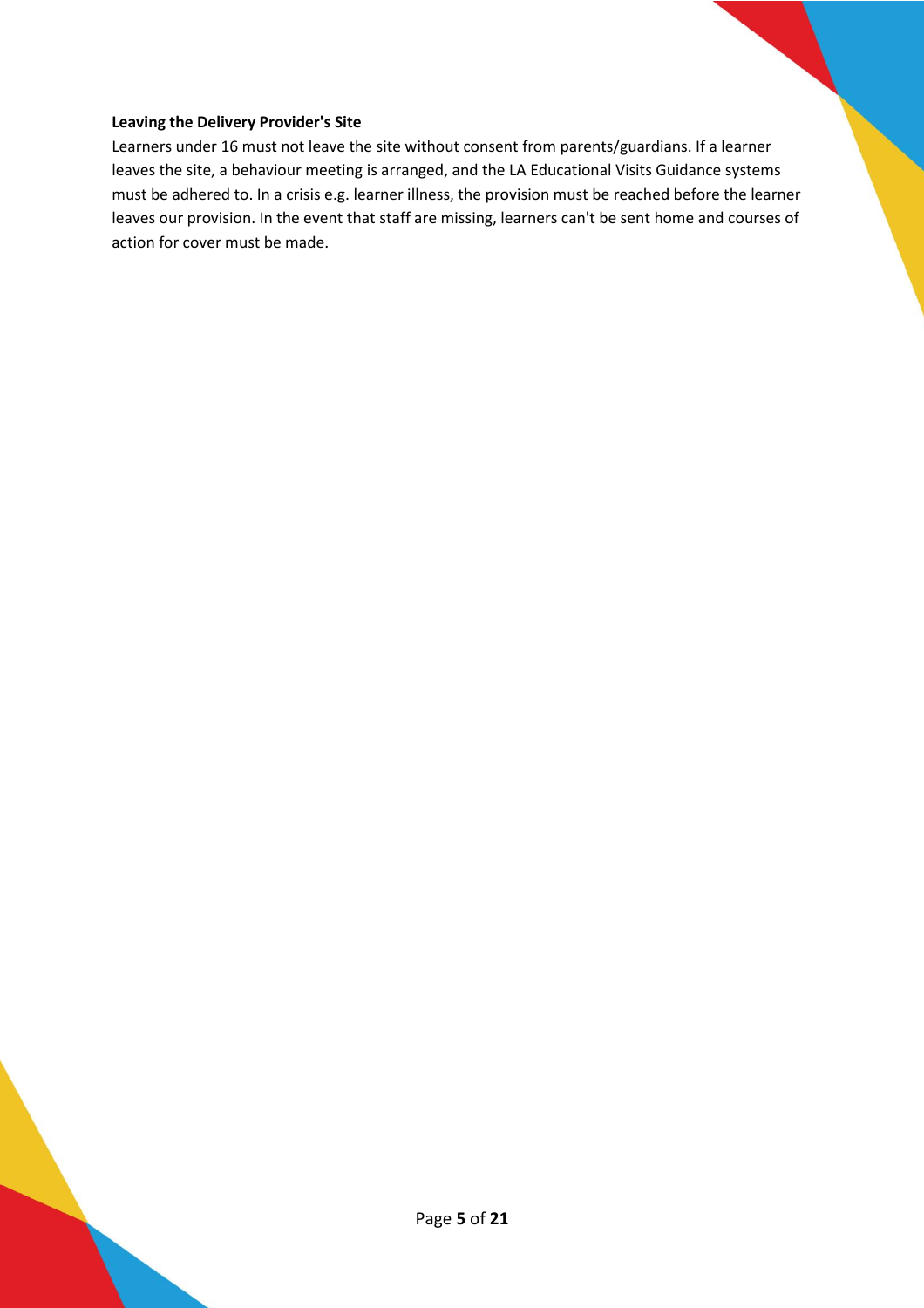**Leaving the Delivery Provider's Site**

Learners under 16 must not leave the site without consent from parents/guardians. If a learner leaves the site, a behaviour meeting is arranged, and the LA Educational Visits Guidance systems must be adhered to. In a crisis e.g. learner illness, the provision must be reached before the learner leaves our provision. In the event that staff are missing, learners can't be sent home and courses of action for cover must be made.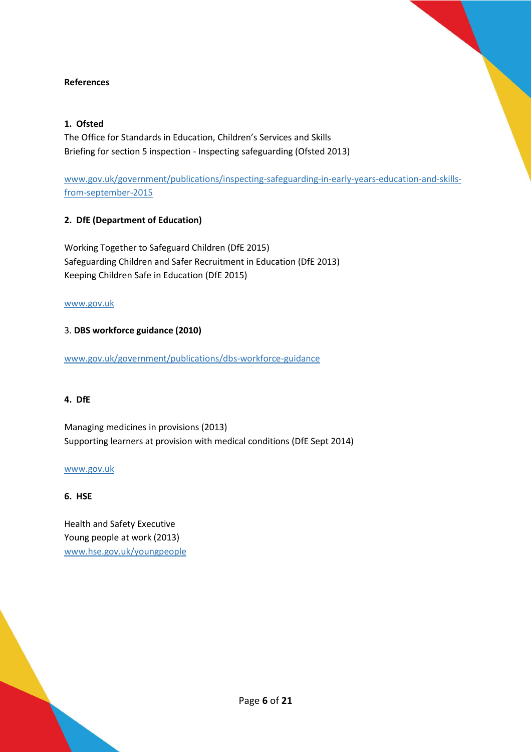**References**

**1. Ofsted**

The Office for Standards in Education, Children's Services and Skills
Briefing for section 5 inspection - Inspecting safeguarding (Ofsted 2013)

www.gov.uk/government/publications/inspecting-safeguarding-in-early-years-education-and-skills-from-september-2015

**2. DfE (Department of Education)**

Working Together to Safeguard Children (DfE 2015)
Safeguarding Children and Safer Recruitment in Education (DfE 2013)
Keeping Children Safe in Education (DfE 2015)

www.gov.uk

3. **DBS workforce guidance (2010)**

www.gov.uk/government/publications/dbs-workforce-guidance

**4. DfE**

Managing medicines in provisions (2013)
Supporting learners at provision with medical conditions (DfE Sept 2014)

www.gov.uk

**6. HSE**

Health and Safety Executive
Young people at work (2013)
www.hse.gov.uk/youngpeople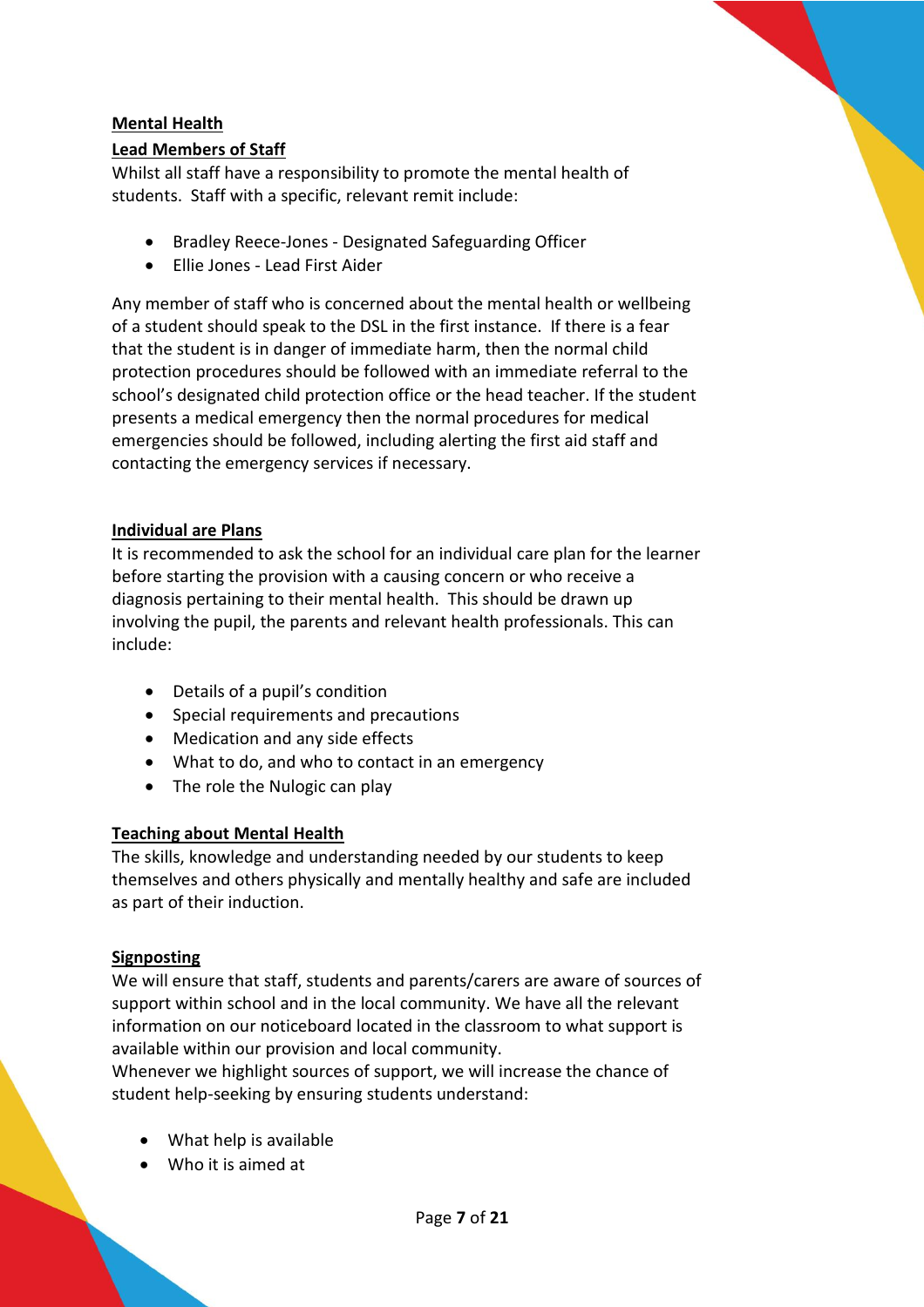## Mental Health

### Lead Members of Staff

Whilst all staff have a responsibility to promote the mental health of students. Staff with a specific, relevant remit include:

- Bradley Reece-Jones - Designated Safeguarding Officer
- Ellie Jones - Lead First Aider

Any member of staff who is concerned about the mental health or wellbeing of a student should speak to the DSL in the first instance. If there is a fear that the student is in danger of immediate harm, then the normal child protection procedures should be followed with an immediate referral to the school's designated child protection office or the head teacher. If the student presents a medical emergency then the normal procedures for medical emergencies should be followed, including alerting the first aid staff and contacting the emergency services if necessary.

### Individual are Plans

It is recommended to ask the school for an individual care plan for the learner before starting the provision with a causing concern or who receive a diagnosis pertaining to their mental health. This should be drawn up involving the pupil, the parents and relevant health professionals. This can include:

- Details of a pupil's condition
- Special requirements and precautions
- Medication and any side effects
- What to do, and who to contact in an emergency
- The role the Nulogic can play

### Teaching about Mental Health

The skills, knowledge and understanding needed by our students to keep themselves and others physically and mentally healthy and safe are included as part of their induction.

### Signposting

We will ensure that staff, students and parents/carers are aware of sources of support within school and in the local community. We have all the relevant information on our noticeboard located in the classroom to what support is available within our provision and local community.
Whenever we highlight sources of support, we will increase the chance of student help-seeking by ensuring students understand:

- What help is available
- Who it is aimed at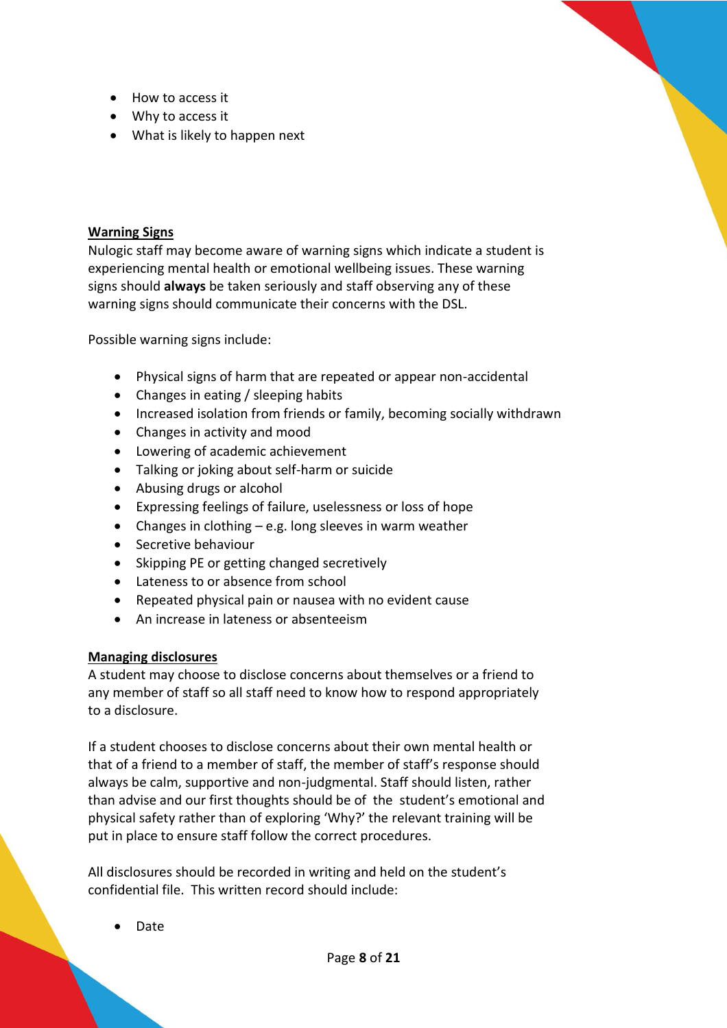- How to access it
- Why to access it
- What is likely to happen next

**Warning Signs**

Nulogic staff may become aware of warning signs which indicate a student is experiencing mental health or emotional wellbeing issues. These warning signs should **always** be taken seriously and staff observing any of these warning signs should communicate their concerns with the DSL.

Possible warning signs include:

- Physical signs of harm that are repeated or appear non-accidental
- Changes in eating / sleeping habits
- Increased isolation from friends or family, becoming socially withdrawn
- Changes in activity and mood
- Lowering of academic achievement
- Talking or joking about self-harm or suicide
- Abusing drugs or alcohol
- Expressing feelings of failure, uselessness or loss of hope
- Changes in clothing – e.g. long sleeves in warm weather
- Secretive behaviour
- Skipping PE or getting changed secretively
- Lateness to or absence from school
- Repeated physical pain or nausea with no evident cause
- An increase in lateness or absenteeism

**Managing disclosures**

A student may choose to disclose concerns about themselves or a friend to any member of staff so all staff need to know how to respond appropriately to a disclosure.

If a student chooses to disclose concerns about their own mental health or that of a friend to a member of staff, the member of staff's response should always be calm, supportive and non-judgmental. Staff should listen, rather than advise and our first thoughts should be of the student's emotional and physical safety rather than of exploring 'Why?' the relevant training will be put in place to ensure staff follow the correct procedures.

All disclosures should be recorded in writing and held on the student's confidential file. This written record should include:

- Date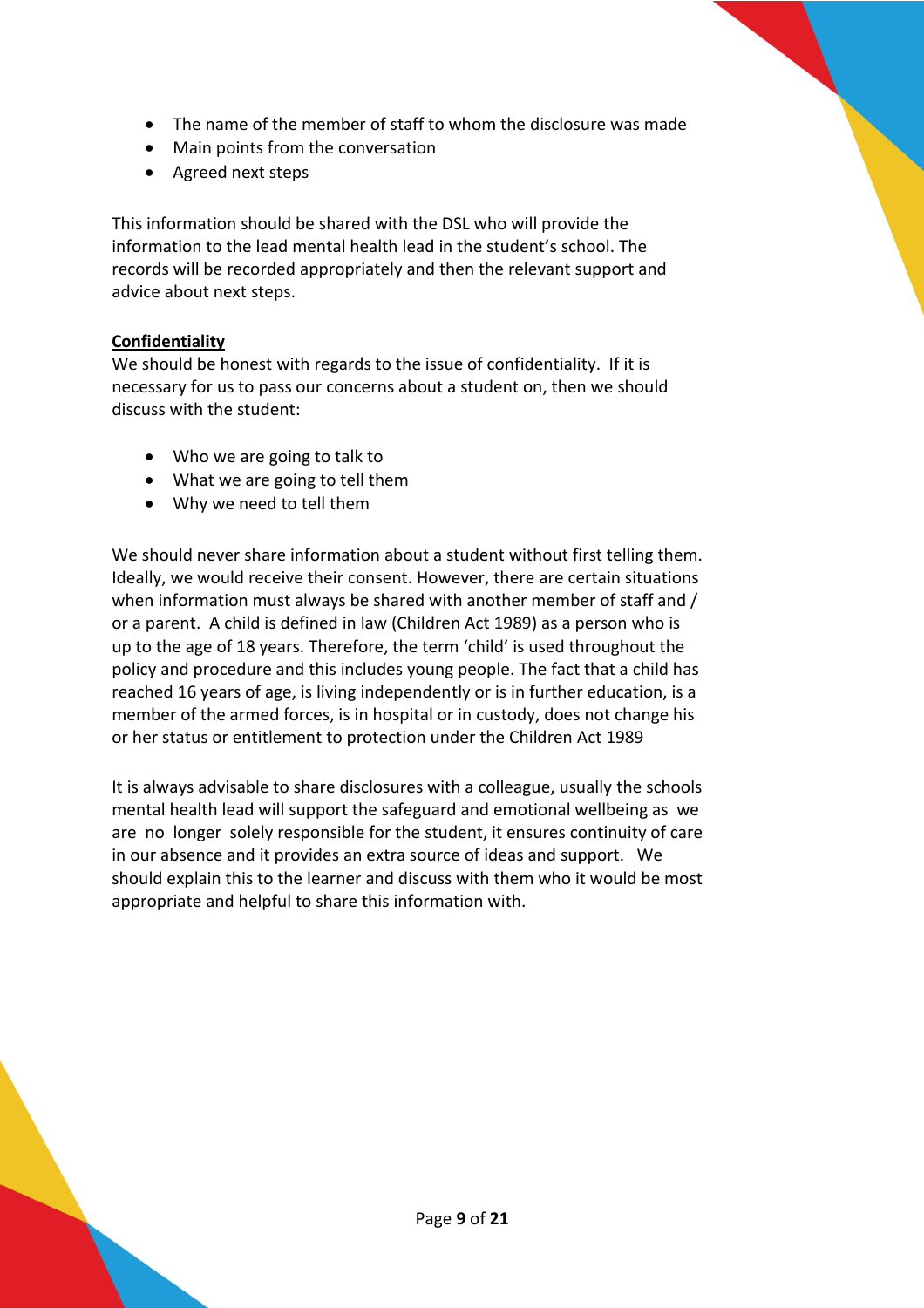- The name of the member of staff to whom the disclosure was made
- Main points from the conversation
- Agreed next steps

This information should be shared with the DSL who will provide the information to the lead mental health lead in the student's school. The records will be recorded appropriately and then the relevant support and advice about next steps.

**Confidentiality**

We should be honest with regards to the issue of confidentiality. If it is necessary for us to pass our concerns about a student on, then we should discuss with the student:

- Who we are going to talk to
- What we are going to tell them
- Why we need to tell them

We should never share information about a student without first telling them. Ideally, we would receive their consent. However, there are certain situations when information must always be shared with another member of staff and / or a parent. A child is defined in law (Children Act 1989) as a person who is up to the age of 18 years. Therefore, the term 'child' is used throughout the policy and procedure and this includes young people. The fact that a child has reached 16 years of age, is living independently or is in further education, is a member of the armed forces, is in hospital or in custody, does not change his or her status or entitlement to protection under the Children Act 1989

It is always advisable to share disclosures with a colleague, usually the schools mental health lead will support the safeguard and emotional wellbeing as we are no longer solely responsible for the student, it ensures continuity of care in our absence and it provides an extra source of ideas and support. We should explain this to the learner and discuss with them who it would be most appropriate and helpful to share this information with.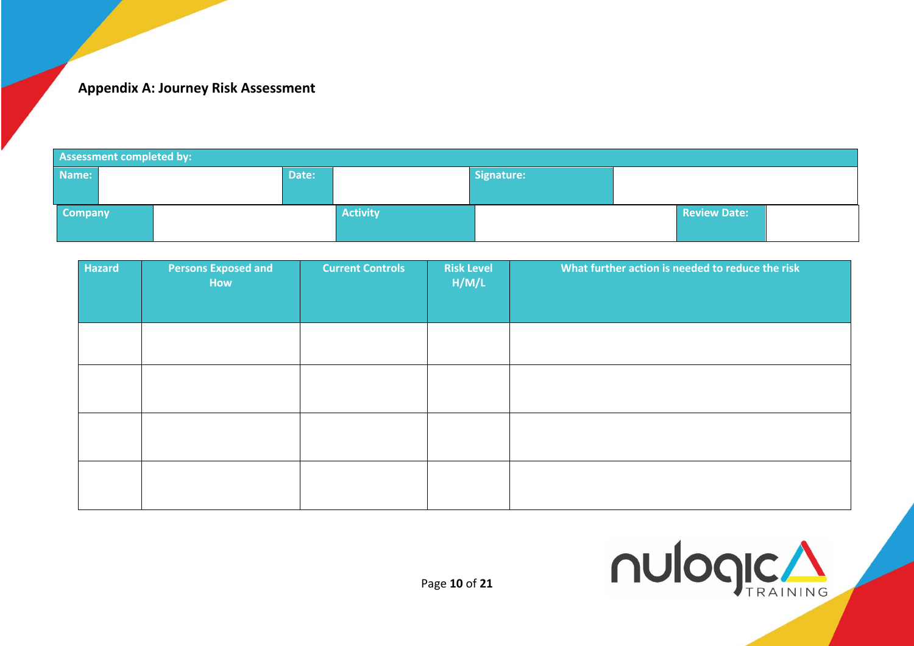## Appendix A: Journey Risk Assessment

| Assessment completed by: | | | | | |
|---|---|---|---|---|---|
| Name: | | Date: | | Signature: | |
| Company | | Activity | | Review Date: | |

| Hazard | Persons Exposed and How | Current Controls | Risk Level H/M/L | What further action is needed to reduce the risk |
|---|---|---|---|---|
| | | | | |
| | | | | |
| | | | | |
| | | | | |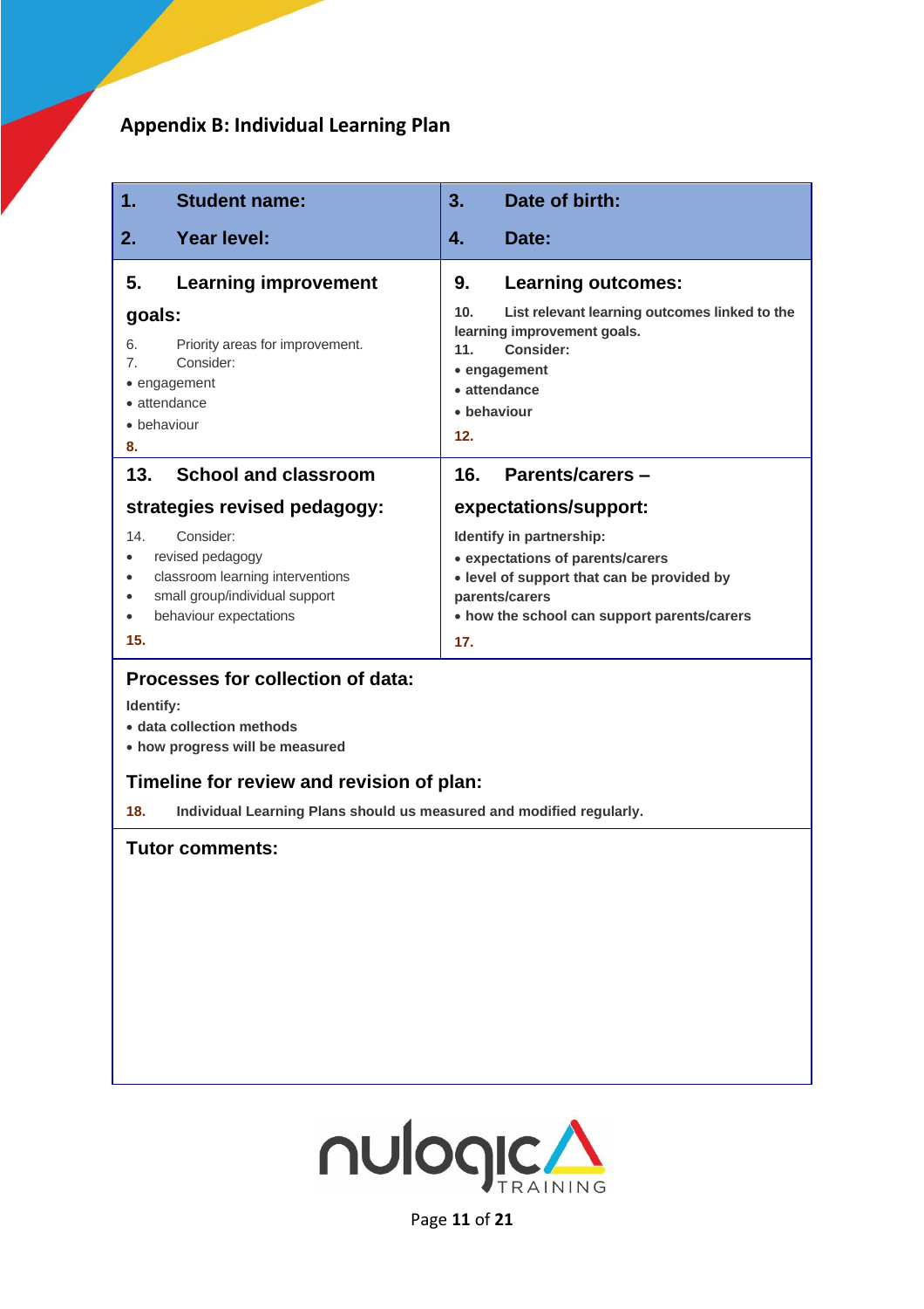## Appendix B: Individual Learning Plan

| 1. Student name: | 3. Date of birth: |
|---|---|
| 2. Year level: | 4. Date: |
| **5. Learning improvement goals:**<br>6. Priority areas for improvement.<br>7. Consider:<br>• engagement<br>• attendance<br>• behaviour<br>8. | **9. Learning outcomes:**<br>10. List relevant learning outcomes linked to the learning improvement goals.<br>11. Consider:<br>• engagement<br>• attendance<br>• behaviour<br>12. |
| **13. School and classroom strategies revised pedagogy:**<br>14. Consider:<br>• revised pedagogy<br>• classroom learning interventions<br>• small group/individual support<br>• behaviour expectations<br>15. | **16. Parents/carers – expectations/support:**<br>Identify in partnership:<br>• expectations of parents/carers<br>• level of support that can be provided by parents/carers<br>• how the school can support parents/carers<br>17. |

**Processes for collection of data:**

Identify:

- data collection methods
- how progress will be measured

**Timeline for review and revision of plan:**

18. Individual Learning Plans should us measured and modified regularly.

**Tutor comments:**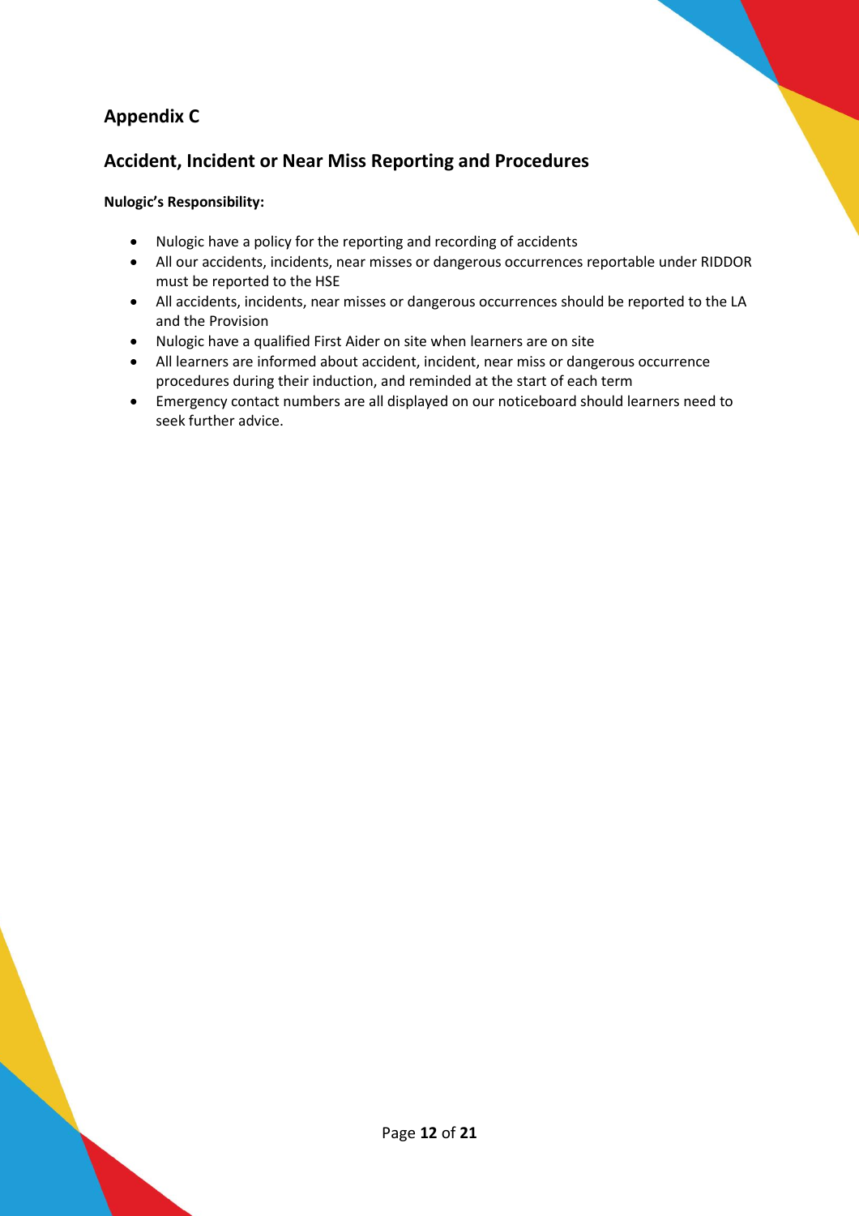## Appendix C

## Accident, Incident or Near Miss Reporting and Procedures

**Nulogic's Responsibility:**

- Nulogic have a policy for the reporting and recording of accidents
- All our accidents, incidents, near misses or dangerous occurrences reportable under RIDDOR must be reported to the HSE
- All accidents, incidents, near misses or dangerous occurrences should be reported to the LA and the Provision
- Nulogic have a qualified First Aider on site when learners are on site
- All learners are informed about accident, incident, near miss or dangerous occurrence procedures during their induction, and reminded at the start of each term
- Emergency contact numbers are all displayed on our noticeboard should learners need to seek further advice.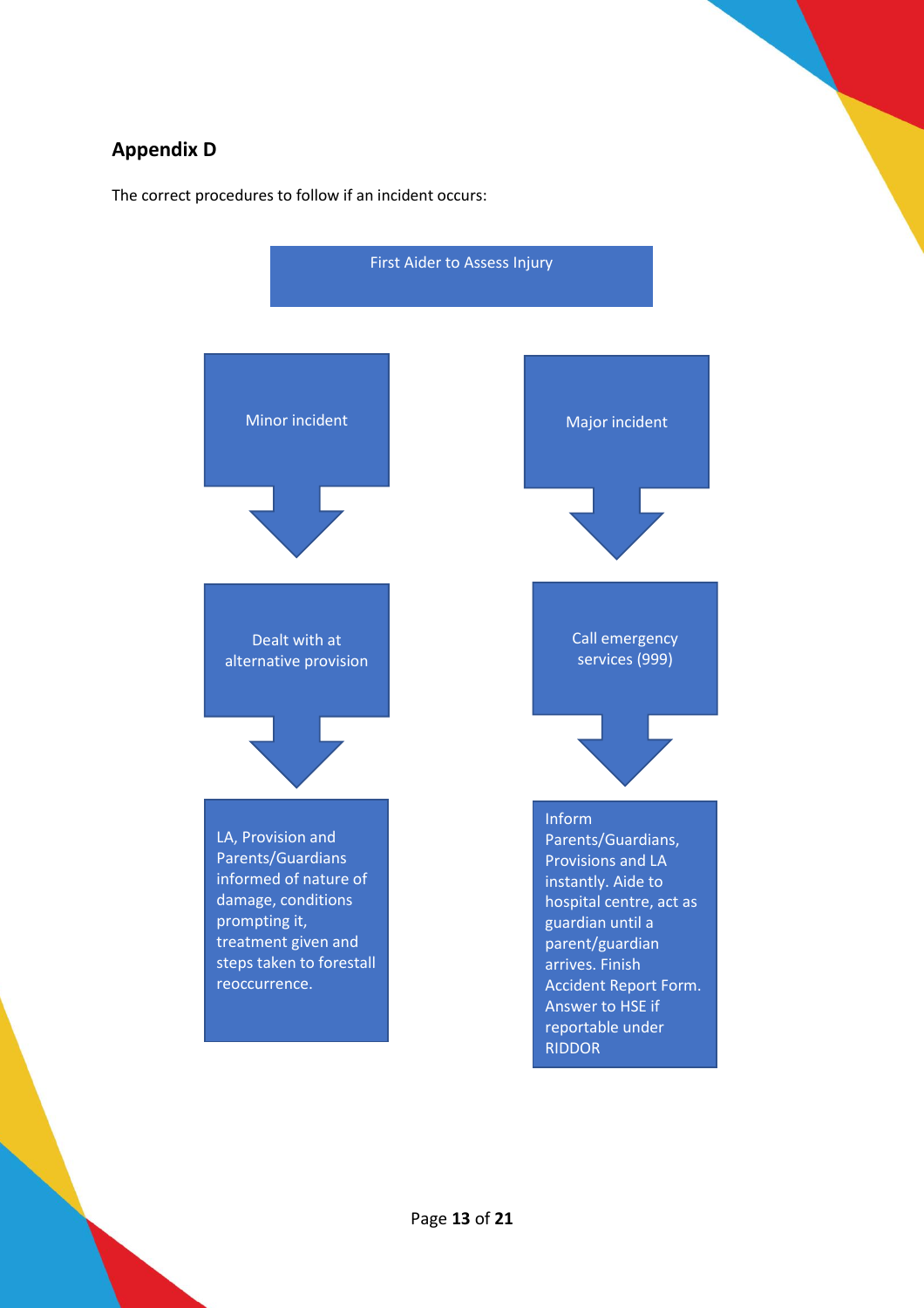## Appendix D

The correct procedures to follow if an incident occurs:

First Aider to Assess Injury

**Minor incident**

- Dealt with at alternative provision
- LA, Provision and Parents/Guardians informed of nature of damage, conditions prompting it, treatment given and steps taken to forestall reoccurrence.

**Major incident**

- Call emergency services (999)
- Inform Parents/Guardians, Provisions and LA instantly. Aide to hospital centre, act as guardian until a parent/guardian arrives. Finish Accident Report Form. Answer to HSE if reportable under RIDDOR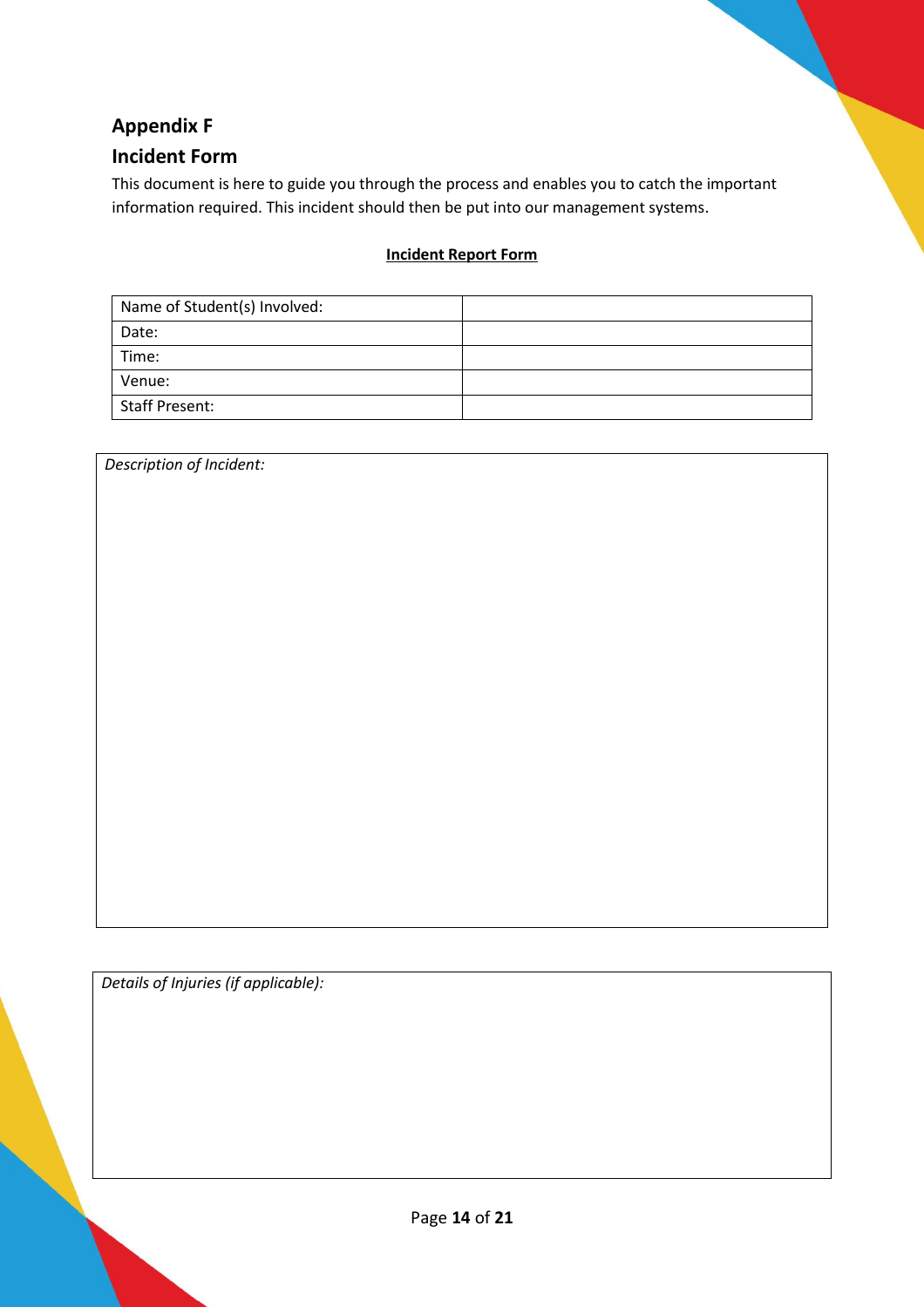## Appendix F

## Incident Form

This document is here to guide you through the process and enables you to catch the important information required. This incident should then be put into our management systems.

**Incident Report Form**

| | |
|---|---|
| Name of Student(s) Involved: | |
| Date: | |
| Time: | |
| Venue: | |
| Staff Present: | |

| *Description of Incident:* |
|---|
| |

| *Details of Injuries (if applicable):* |
|---|
| |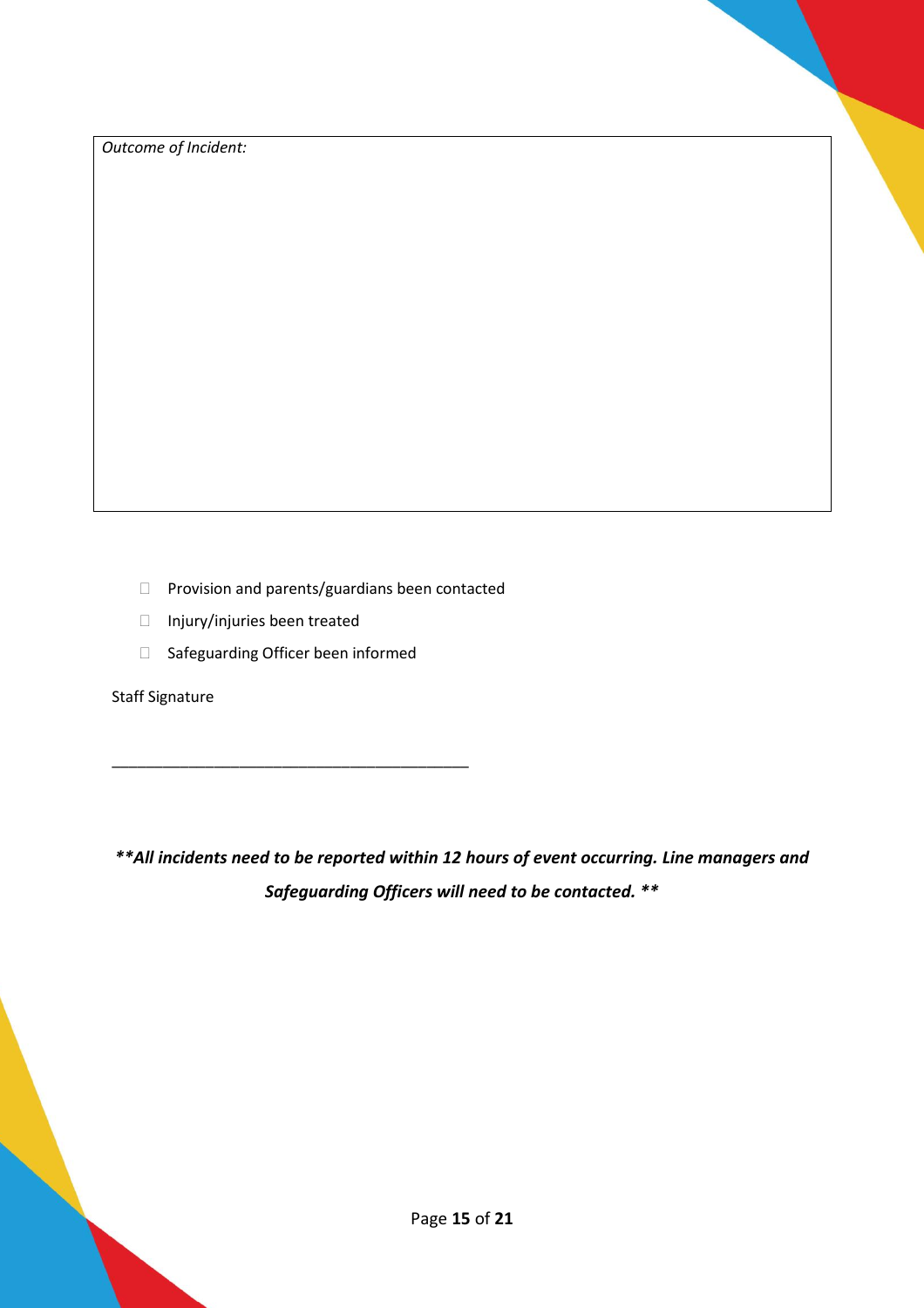*Outcome of Incident:*

- [ ] Provision and parents/guardians been contacted
- [ ] Injury/injuries been treated
- [ ] Safeguarding Officer been informed

Staff Signature

___________________________________________

***\*\*All incidents need to be reported within 12 hours of event occurring. Line managers and Safeguarding Officers will need to be contacted. \*\****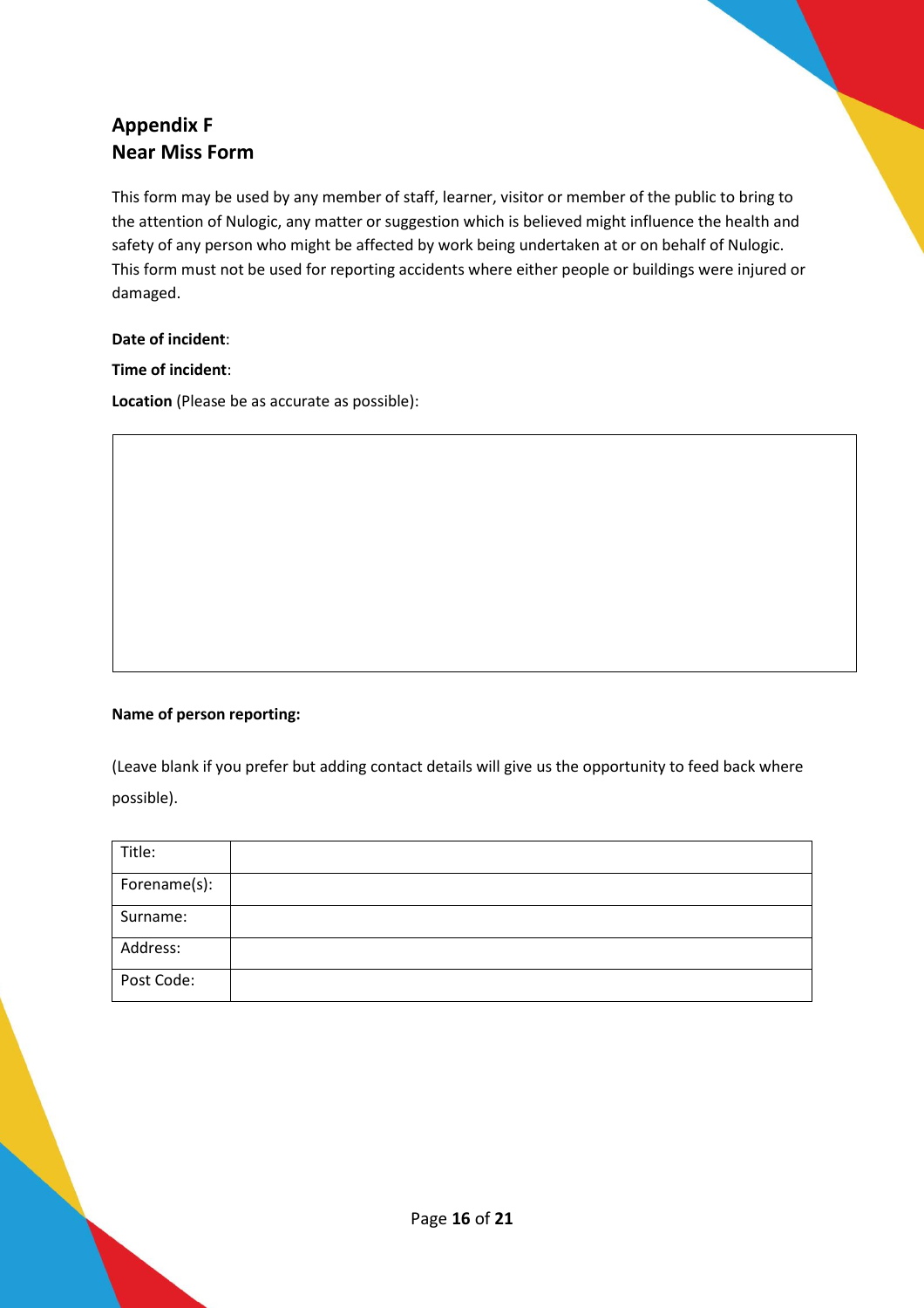## Appendix F
## Near Miss Form

This form may be used by any member of staff, learner, visitor or member of the public to bring to the attention of Nulogic, any matter or suggestion which is believed might influence the health and safety of any person who might be affected by work being undertaken at or on behalf of Nulogic. This form must not be used for reporting accidents where either people or buildings were injured or damaged.

**Date of incident**:

**Time of incident**:

**Location** (Please be as accurate as possible):

| |
|---|
| |

**Name of person reporting:**

(Leave blank if you prefer but adding contact details will give us the opportunity to feed back where possible).

| | |
|---|---|
| Title: | |
| Forename(s): | |
| Surname: | |
| Address: | |
| Post Code: | |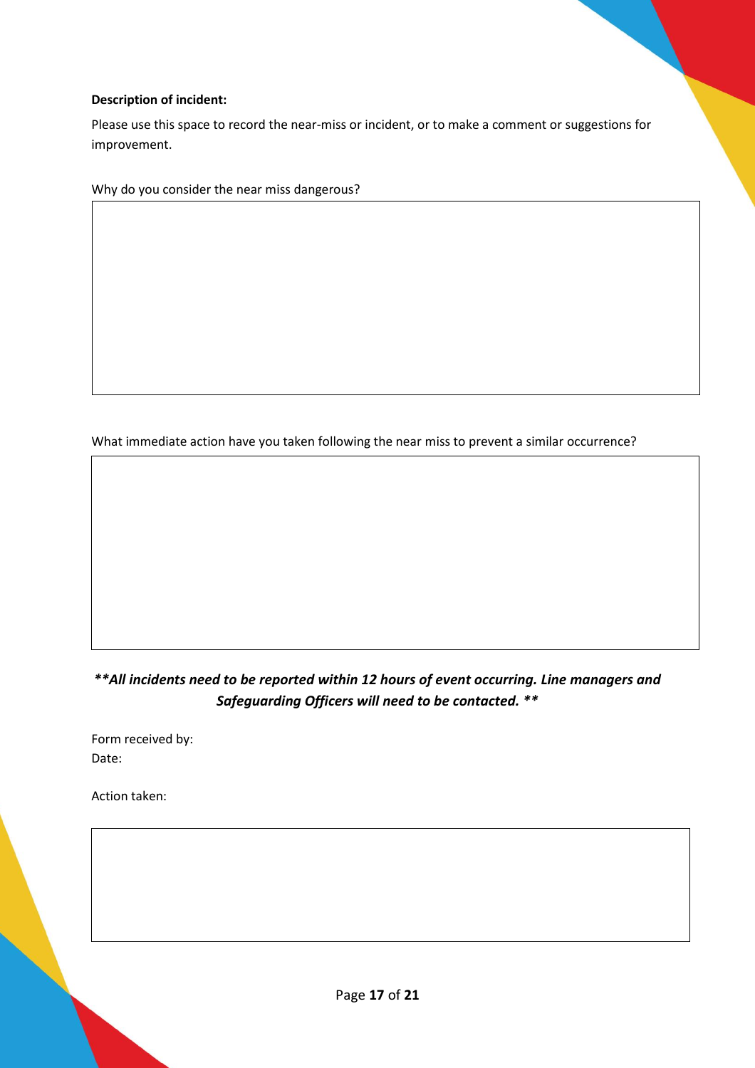**Description of incident:**

Please use this space to record the near-miss or incident, or to make a comment or suggestions for improvement.

Why do you consider the near miss dangerous?

| |
|---|
| |

What immediate action have you taken following the near miss to prevent a similar occurrence?

| |
|---|
| |

***\*All incidents need to be reported within 12 hours of event occurring. Line managers and Safeguarding Officers will need to be contacted. \*\****

Form received by:
Date:

Action taken:

| |
|---|
| |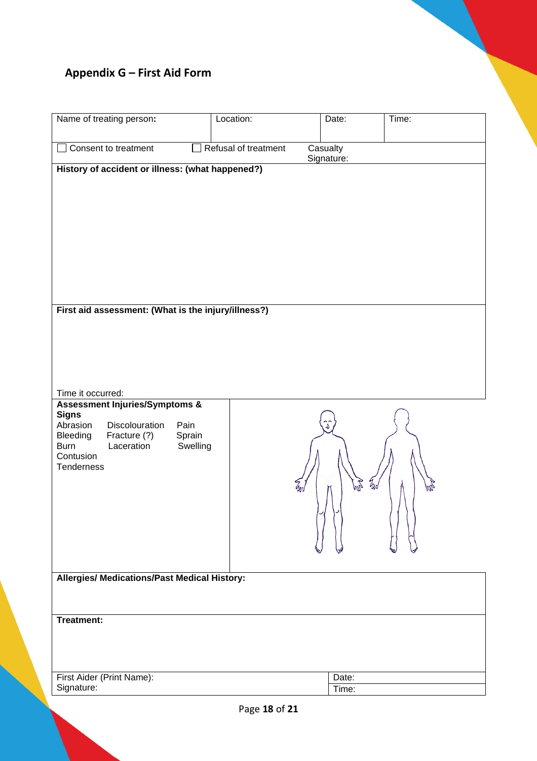## Appendix G – First Aid Form

| Name of treating person: | Location: | Date: | Time: |
|---|---|---|---|
| ☐ Consent to treatment | ☐ Refusal of treatment | Casualty Signature: | |

**History of accident or illness: (what happened?)**

**First aid assessment: (What is the injury/illness?)**

Time it occurred:

**Assessment Injuries/Symptoms & Signs**

| | | |
|---|---|---|
| Abrasion | Discolouration | Pain |
| Bleeding | Fracture (?) | Sprain |
| Burn | Laceration | Swelling |
| Contusion | | |
| Tenderness | | |

**Allergies/ Medications/Past Medical History:**

**Treatment:**

| | |
|---|---|
| First Aider (Print Name): | Date: |
| Signature: | Time: |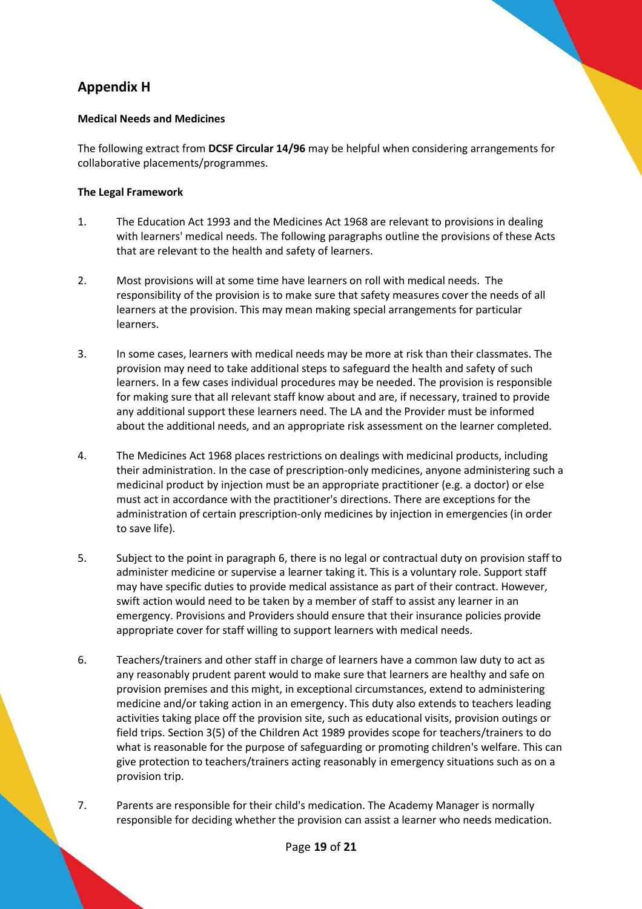## Appendix H

**Medical Needs and Medicines**

The following extract from **DCSF Circular 14/96** may be helpful when considering arrangements for collaborative placements/programmes.

**The Legal Framework**

1. The Education Act 1993 and the Medicines Act 1968 are relevant to provisions in dealing with learners' medical needs. The following paragraphs outline the provisions of these Acts that are relevant to the health and safety of learners.

2. Most provisions will at some time have learners on roll with medical needs. The responsibility of the provision is to make sure that safety measures cover the needs of all learners at the provision. This may mean making special arrangements for particular learners.

3. In some cases, learners with medical needs may be more at risk than their classmates. The provision may need to take additional steps to safeguard the health and safety of such learners. In a few cases individual procedures may be needed. The provision is responsible for making sure that all relevant staff know about and are, if necessary, trained to provide any additional support these learners need. The LA and the Provider must be informed about the additional needs, and an appropriate risk assessment on the learner completed.

4. The Medicines Act 1968 places restrictions on dealings with medicinal products, including their administration. In the case of prescription-only medicines, anyone administering such a medicinal product by injection must be an appropriate practitioner (e.g. a doctor) or else must act in accordance with the practitioner's directions. There are exceptions for the administration of certain prescription-only medicines by injection in emergencies (in order to save life).

5. Subject to the point in paragraph 6, there is no legal or contractual duty on provision staff to administer medicine or supervise a learner taking it. This is a voluntary role. Support staff may have specific duties to provide medical assistance as part of their contract. However, swift action would need to be taken by a member of staff to assist any learner in an emergency. Provisions and Providers should ensure that their insurance policies provide appropriate cover for staff willing to support learners with medical needs.

6. Teachers/trainers and other staff in charge of learners have a common law duty to act as any reasonably prudent parent would to make sure that learners are healthy and safe on provision premises and this might, in exceptional circumstances, extend to administering medicine and/or taking action in an emergency. This duty also extends to teachers leading activities taking place off the provision site, such as educational visits, provision outings or field trips. Section 3(5) of the Children Act 1989 provides scope for teachers/trainers to do what is reasonable for the purpose of safeguarding or promoting children's welfare. This can give protection to teachers/trainers acting reasonably in emergency situations such as on a provision trip.

7. Parents are responsible for their child's medication. The Academy Manager is normally responsible for deciding whether the provision can assist a learner who needs medication.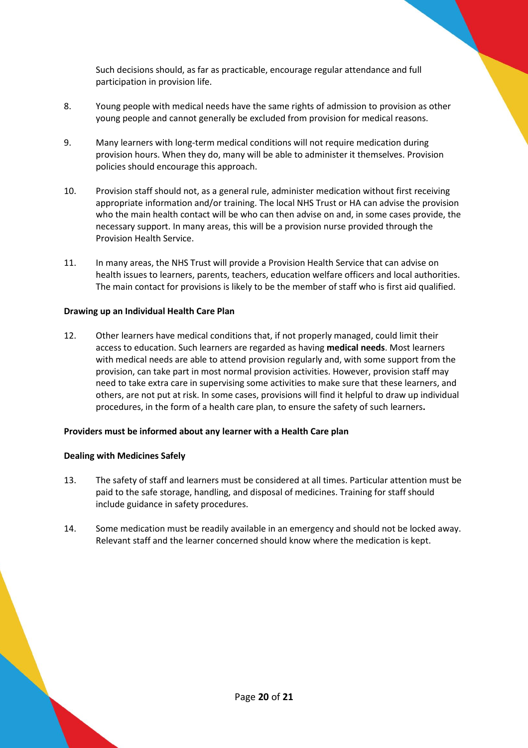Such decisions should, as far as practicable, encourage regular attendance and full participation in provision life.

8. Young people with medical needs have the same rights of admission to provision as other young people and cannot generally be excluded from provision for medical reasons.

9. Many learners with long-term medical conditions will not require medication during provision hours. When they do, many will be able to administer it themselves. Provision policies should encourage this approach.

10. Provision staff should not, as a general rule, administer medication without first receiving appropriate information and/or training. The local NHS Trust or HA can advise the provision who the main health contact will be who can then advise on and, in some cases provide, the necessary support. In many areas, this will be a provision nurse provided through the Provision Health Service.

11. In many areas, the NHS Trust will provide a Provision Health Service that can advise on health issues to learners, parents, teachers, education welfare officers and local authorities. The main contact for provisions is likely to be the member of staff who is first aid qualified.

**Drawing up an Individual Health Care Plan**

12. Other learners have medical conditions that, if not properly managed, could limit their access to education. Such learners are regarded as having **medical needs**. Most learners with medical needs are able to attend provision regularly and, with some support from the provision, can take part in most normal provision activities. However, provision staff may need to take extra care in supervising some activities to make sure that these learners, and others, are not put at risk. In some cases, provisions will find it helpful to draw up individual procedures, in the form of a health care plan, to ensure the safety of such learners**.**

**Providers must be informed about any learner with a Health Care plan**

**Dealing with Medicines Safely**

13. The safety of staff and learners must be considered at all times. Particular attention must be paid to the safe storage, handling, and disposal of medicines. Training for staff should include guidance in safety procedures.

14. Some medication must be readily available in an emergency and should not be locked away. Relevant staff and the learner concerned should know where the medication is kept.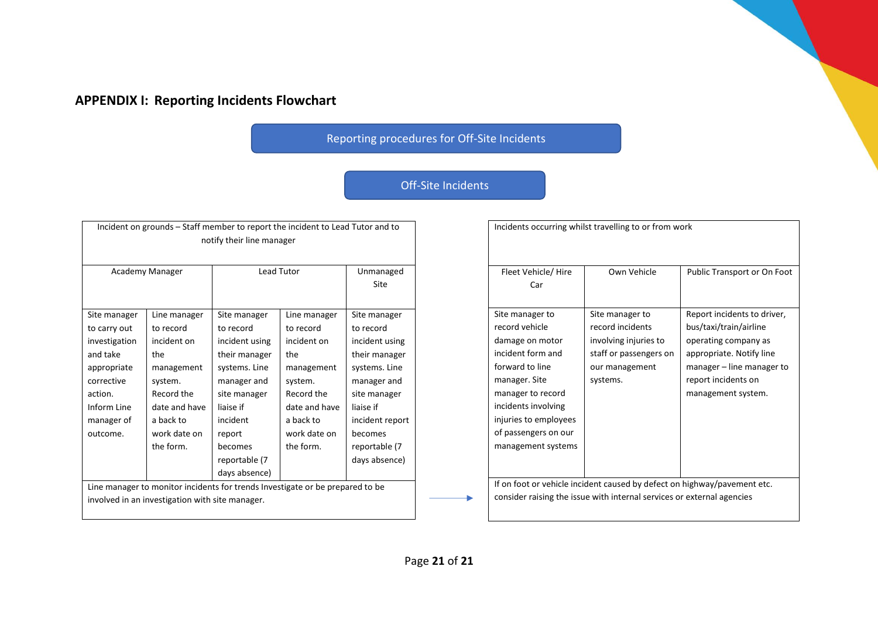## APPENDIX I: Reporting Incidents Flowchart

Reporting procedures for Off-Site Incidents

Off-Site Incidents

| Incident on grounds – Staff member to report the incident to Lead Tutor and to notify their line manager | | | | |
|---|---|---|---|---|
| Academy Manager | | Lead Tutor | | Unmanaged Site |
| Site manager to carry out investigation and take appropriate corrective action. Inform Line manager of outcome. | Line manager to record incident on the management system. Record the date and have a back to work date on the form. | Site manager to record incident using their manager systems. Line manager and site manager liaise if incident report becomes reportable (7 days absence) | Line manager to record incident on the management system. Record the date and have a back to work date on the form. | Site manager to record incident using their manager systems. Line manager and site manager liaise if incident report becomes reportable (7 days absence) |
| Line manager to monitor incidents for trends Investigate or be prepared to be involved in an investigation with site manager. | | | | |

| Incidents occurring whilst travelling to or from work | | |
|---|---|---|
| Fleet Vehicle/ Hire Car | Own Vehicle | Public Transport or On Foot |
| Site manager to record vehicle damage on motor incident form and forward to line manager. Site manager to record incidents involving injuries to employees of passengers on our management systems | Site manager to record incidents involving injuries to staff or passengers on our management systems. | Report incidents to driver, bus/taxi/train/airline operating company as appropriate. Notify line manager – line manager to report incidents on management system. |
| If on foot or vehicle incident caused by defect on highway/pavement etc. consider raising the issue with internal services or external agencies | | |